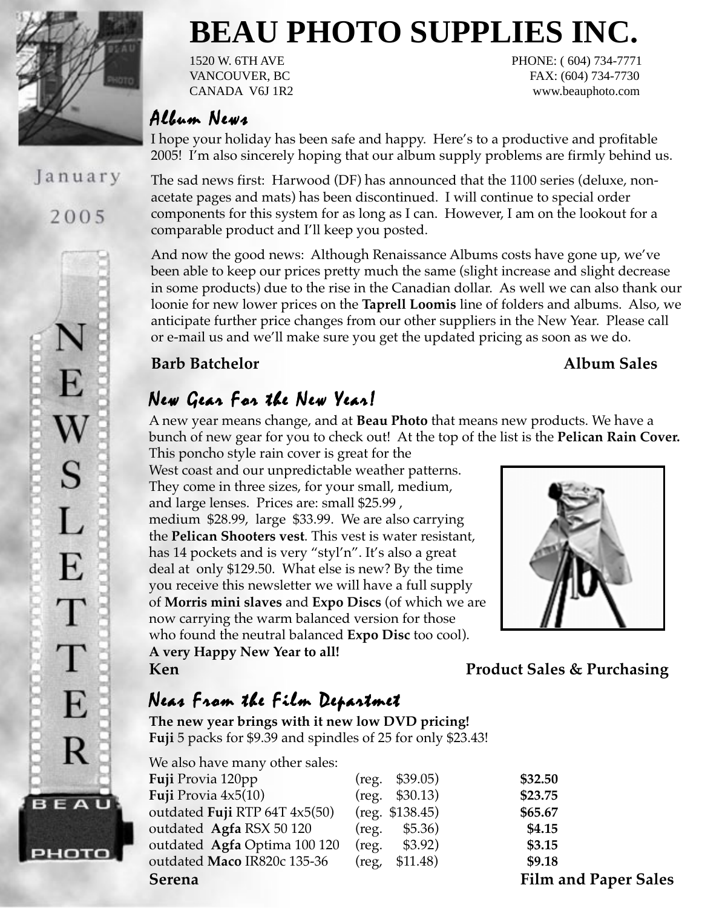# BEAU PHOTO SUPPLIES INC.

1520 W. 6TH AVE
VANCOUVER, BC
CANADA V6J 1R2

PHONE: ( 604) 734-7771
FAX: (604) 734-7730
www.beauphoto.com

January 2005

NEWSLETTER

## Album News

I hope your holiday has been safe and happy. Here's to a productive and profitable 2005! I'm also sincerely hoping that our album supply problems are firmly behind us.

The sad news first: Harwood (DF) has announced that the 1100 series (deluxe, non-acetate pages and mats) has been discontinued. I will continue to special order components for this system for as long as I can. However, I am on the lookout for a comparable product and I'll keep you posted.

And now the good news: Although Renaissance Albums costs have gone up, we've been able to keep our prices pretty much the same (slight increase and slight decrease in some products) due to the rise in the Canadian dollar. As well we can also thank our loonie for new lower prices on the **Taprell Loomis** line of folders and albums. Also, we anticipate further price changes from our other suppliers in the New Year. Please call or e-mail us and we'll make sure you get the updated pricing as soon as we do.

**Barb Batchelor** — **Album Sales**

## New Gear For the New Year!

A new year means change, and at **Beau Photo** that means new products. We have a bunch of new gear for you to check out! At the top of the list is the **Pelican Rain Cover.** This poncho style rain cover is great for the West coast and our unpredictable weather patterns. They come in three sizes, for your small, medium, and large lenses. Prices are: small $25.99 , medium $28.99, large $33.99. We are also carrying the **Pelican Shooters vest**. This vest is water resistant, has 14 pockets and is very "styl'n". It's also a great deal at only $129.50. What else is new? By the time you receive this newsletter we will have a full supply of **Morris mini slaves** and **Expo Discs** (of which we are now carrying the warm balanced version for those who found the neutral balanced **Expo Disc** too cool).

**A very Happy New Year to all!**

**Ken** — **Product Sales & Purchasing**

## Neas From the Film Departmet

**The new year brings with it new low DVD pricing!**
**Fuji** 5 packs for $9.39 and spindles of 25 for only $23.43!

We also have many other sales:

| Product | Regular | Sale |
|---|---|---|
| **Fuji** Provia 120pp | (reg. $39.05) | **$32.50** |
| **Fuji** Provia 4x5(10) | (reg. $30.13) | **$23.75** |
| outdated **Fuji** RTP 64T 4x5(50) | (reg. $138.45) | **$65.67** |
| outdated **Agfa** RSX 50 120 | (reg. $5.36) | **$4.15** |
| outdated **Agfa** Optima 100 120 | (reg. $3.92) | **$3.15** |
| outdated **Maco** IR820c 135-36 | (reg, $11.48) | **$9.18** |

**Serena** — **Film and Paper Sales**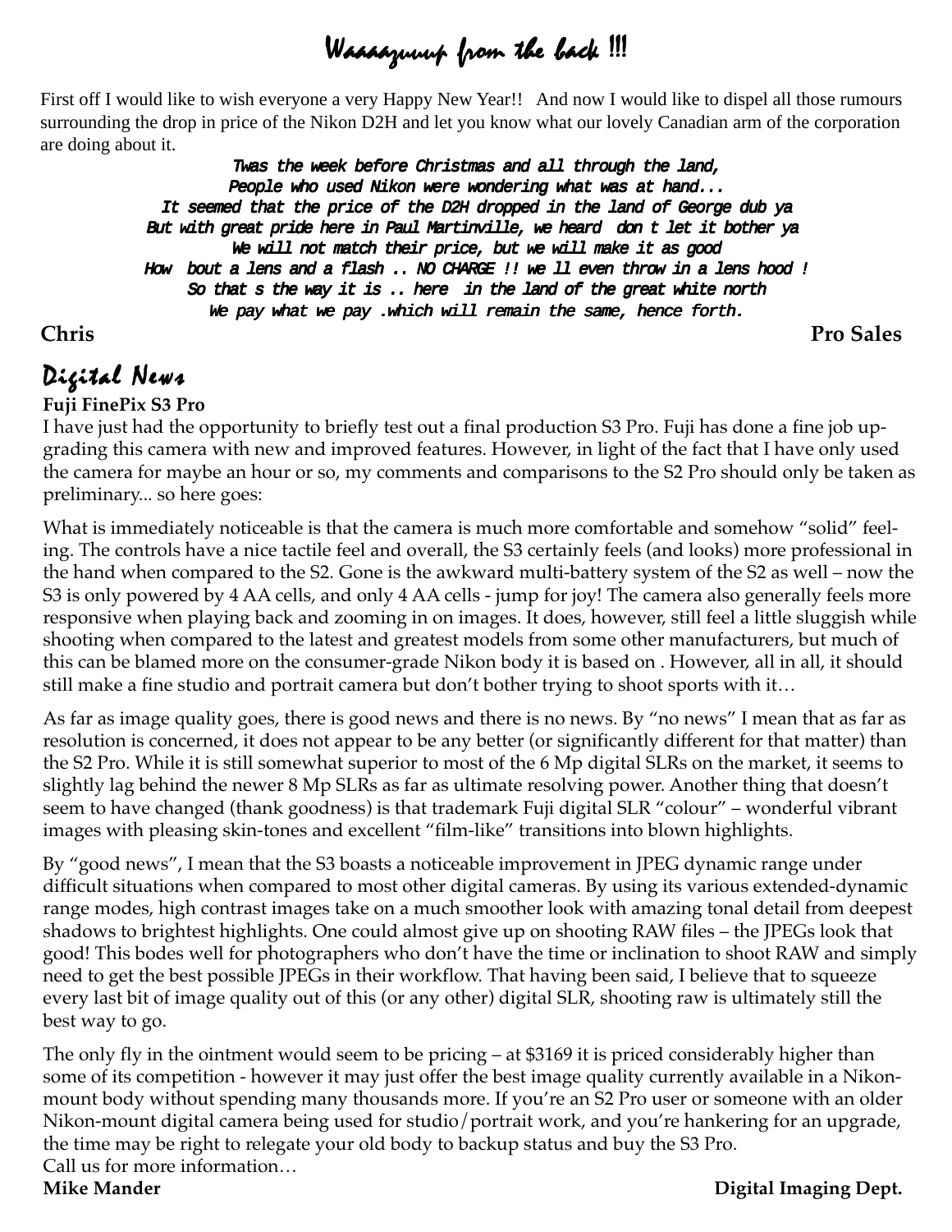# Waaaazuuup from the back !!!

First off I would like to wish everyone a very Happy New Year!! And now I would like to dispel all those rumours surrounding the drop in price of the Nikon D2H and let you know what our lovely Canadian arm of the corporation are doing about it.

*Twas the week before Christmas and all through the land,*
*People who used Nikon were wondering what was at hand...*
*It seemed that the price of the D2H dropped in the land of George dub ya*
*But with great pride here in Paul Martinville, we heard don t let it bother ya*
*We will not match their price, but we will make it as good*
*How bout a lens and a flash .. NO CHARGE !! we ll even throw in a lens hood !*
*So that s the way it is .. here in the land of the great white north*
*We pay what we pay .which will remain the same, hence forth.*

**Chris** **Pro Sales**

## Digital News

**Fuji FinePix S3 Pro**

I have just had the opportunity to briefly test out a final production S3 Pro. Fuji has done a fine job upgrading this camera with new and improved features. However, in light of the fact that I have only used the camera for maybe an hour or so, my comments and comparisons to the S2 Pro should only be taken as preliminary... so here goes:

What is immediately noticeable is that the camera is much more comfortable and somehow "solid" feeling. The controls have a nice tactile feel and overall, the S3 certainly feels (and looks) more professional in the hand when compared to the S2. Gone is the awkward multi-battery system of the S2 as well – now the S3 is only powered by 4 AA cells, and only 4 AA cells - jump for joy! The camera also generally feels more responsive when playing back and zooming in on images. It does, however, still feel a little sluggish while shooting when compared to the latest and greatest models from some other manufacturers, but much of this can be blamed more on the consumer-grade Nikon body it is based on . However, all in all, it should still make a fine studio and portrait camera but don't bother trying to shoot sports with it…

As far as image quality goes, there is good news and there is no news. By "no news" I mean that as far as resolution is concerned, it does not appear to be any better (or significantly different for that matter) than the S2 Pro. While it is still somewhat superior to most of the 6 Mp digital SLRs on the market, it seems to slightly lag behind the newer 8 Mp SLRs as far as ultimate resolving power. Another thing that doesn't seem to have changed (thank goodness) is that trademark Fuji digital SLR "colour" – wonderful vibrant images with pleasing skin-tones and excellent "film-like" transitions into blown highlights.

By "good news", I mean that the S3 boasts a noticeable improvement in JPEG dynamic range under difficult situations when compared to most other digital cameras. By using its various extended-dynamic range modes, high contrast images take on a much smoother look with amazing tonal detail from deepest shadows to brightest highlights. One could almost give up on shooting RAW files – the JPEGs look that good! This bodes well for photographers who don't have the time or inclination to shoot RAW and simply need to get the best possible JPEGs in their workflow. That having been said, I believe that to squeeze every last bit of image quality out of this (or any other) digital SLR, shooting raw is ultimately still the best way to go.

The only fly in the ointment would seem to be pricing – at $3169 it is priced considerably higher than some of its competition - however it may just offer the best image quality currently available in a Nikon-mount body without spending many thousands more. If you're an S2 Pro user or someone with an older Nikon-mount digital camera being used for studio/portrait work, and you're hankering for an upgrade, the time may be right to relegate your old body to backup status and buy the S3 Pro.
Call us for more information…

**Mike Mander** **Digital Imaging Dept.**